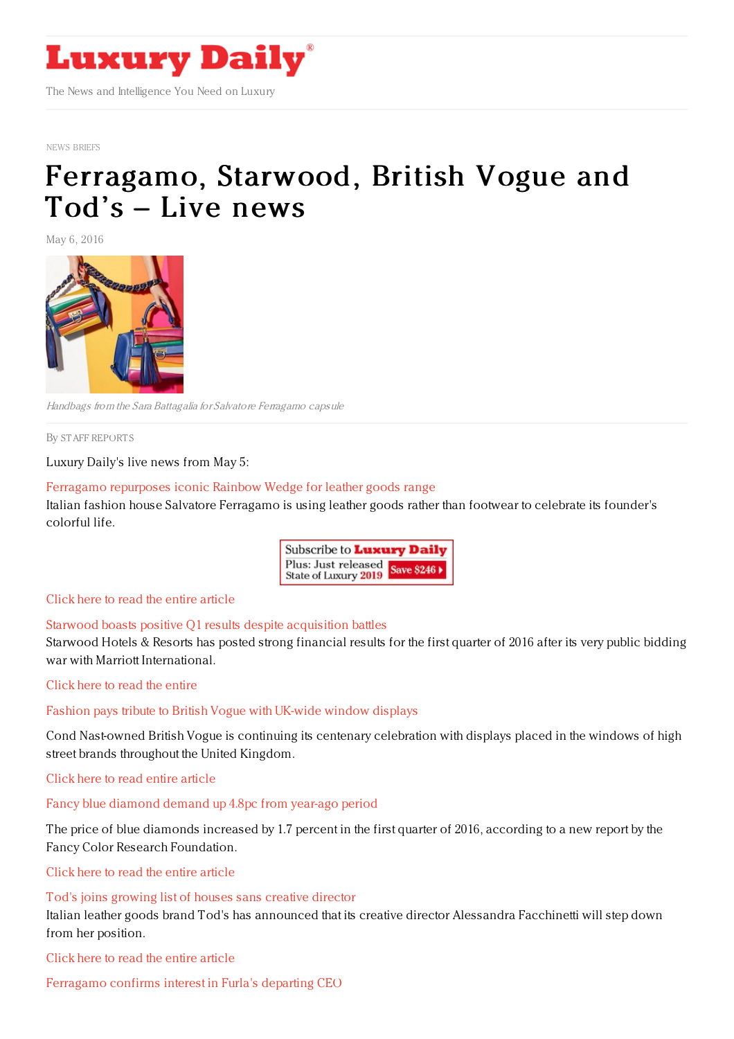NEWS BRIEFS

# Ferragamo, Starwood, British Vogue and Tod's – Live news

May 6, 2016

*Handbags from the Sara Battagalia for Salvatore Ferragamo capsule*

By STAFF REPORTS

Luxury Daily's live news from May 5:

Ferragamo repurposes iconic Rainbow Wedge for leather goods range

Italian fashion house Salvatore Ferragamo is using leather goods rather than footwear to celebrate its founder's colorful life.

Click here to read the entire article

Starwood boasts positive Q1 results despite acquisition battles

Starwood Hotels & Resorts has posted strong financial results for the first quarter of 2016 after its very public bidding war with Marriott International.

Click here to read the entire

Fashion pays tribute to British Vogue with UK-wide window displays

Cond Nast-owned British Vogue is continuing its centenary celebration with displays placed in the windows of high street brands throughout the United Kingdom.

Click here to read entire article

Fancy blue diamond demand up 4.8pc from year-ago period

The price of blue diamonds increased by 1.7 percent in the first quarter of 2016, according to a new report by the Fancy Color Research Foundation.

Click here to read the entire article

Tod's joins growing list of houses sans creative director

Italian leather goods brand Tod's has announced that its creative director Alessandra Facchinetti will step down from her position.

Click here to read the entire article

Ferragamo confirms interest in Furla's departing CEO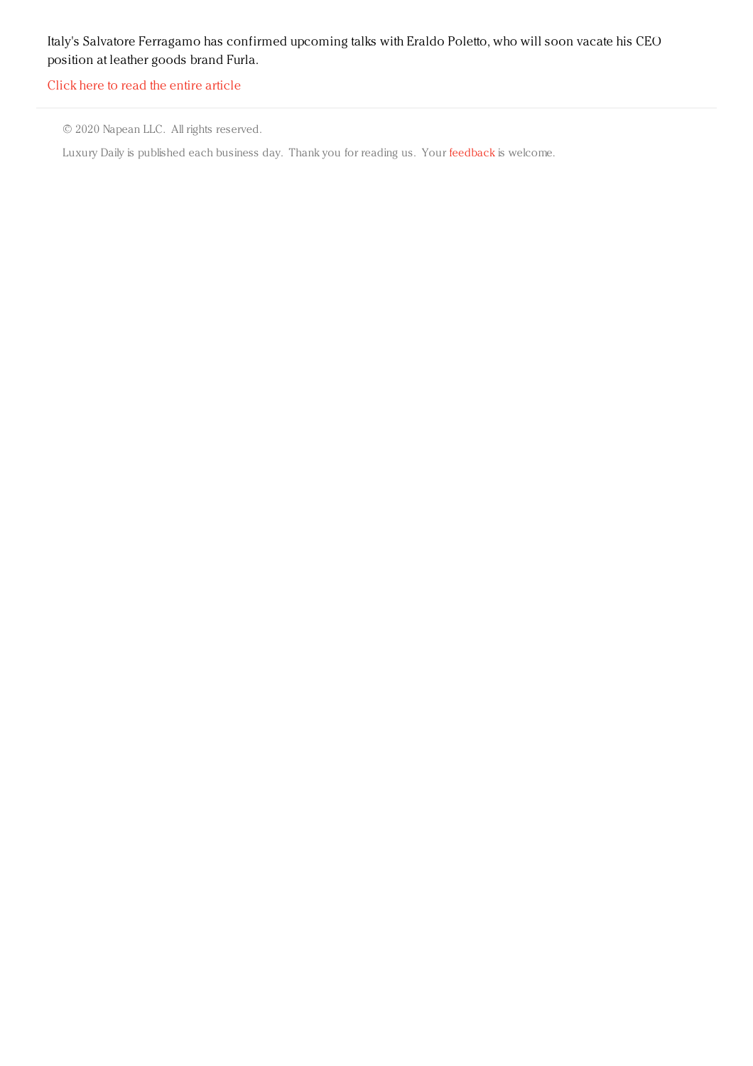Italy's Salvatore Ferragamo has confirmed upcoming talks with Eraldo Poletto, who will soon vacate his CEO position at leather goods brand Furla.

Click here to read the entire article

© 2020 Napean LLC. All rights reserved.

Luxury Daily is published each business day. Thank you for reading us. Your feedback is welcome.